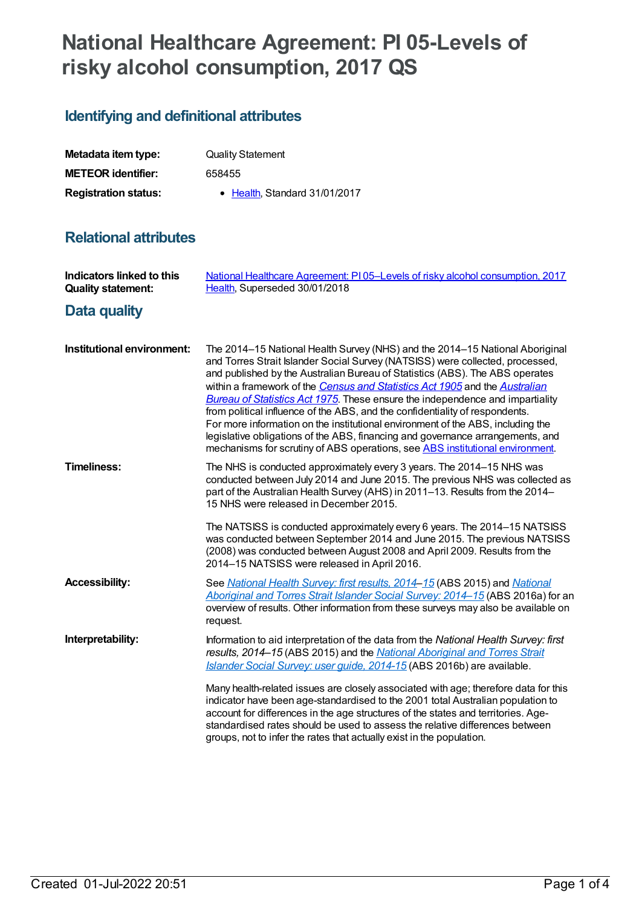# National Healthcare Agreement: PI 05-Levels of risky alcohol consumption, 2017 QS

## Identifying and definitional attributes

| | |
|---|---|
| **Metadata item type:** | Quality Statement |
| **METEOR identifier:** | 658455 |
| **Registration status:** | • Health, Standard 31/01/2017 |

## Relational attributes

| | |
|---|---|
| **Indicators linked to this Quality statement:** | National Healthcare Agreement: PI 05–Levels of risky alcohol consumption, 2017 Health, Superseded 30/01/2018 |

## Data quality

**Institutional environment:**

The 2014–15 National Health Survey (NHS) and the 2014–15 National Aboriginal and Torres Strait Islander Social Survey (NATSISS) were collected, processed, and published by the Australian Bureau of Statistics (ABS). The ABS operates within a framework of the *Census and Statistics Act 1905* and the *Australian Bureau of Statistics Act 1975*. These ensure the independence and impartiality from political influence of the ABS, and the confidentiality of respondents. For more information on the institutional environment of the ABS, including the legislative obligations of the ABS, financing and governance arrangements, and mechanisms for scrutiny of ABS operations, see ABS institutional environment.

**Timeliness:**

The NHS is conducted approximately every 3 years. The 2014–15 NHS was conducted between July 2014 and June 2015. The previous NHS was collected as part of the Australian Health Survey (AHS) in 2011–13. Results from the 2014–15 NHS were released in December 2015.

The NATSISS is conducted approximately every 6 years. The 2014–15 NATSISS was conducted between September 2014 and June 2015. The previous NATSISS (2008) was conducted between August 2008 and April 2009. Results from the 2014–15 NATSISS were released in April 2016.

**Accessibility:**

See *National Health Survey: first results, 2014–15* (ABS 2015) and *National Aboriginal and Torres Strait Islander Social Survey: 2014–15* (ABS 2016a) for an overview of results. Other information from these surveys may also be available on request.

**Interpretability:**

Information to aid interpretation of the data from the *National Health Survey: first results, 2014–15* (ABS 2015) and the *National Aboriginal and Torres Strait Islander Social Survey: user guide, 2014-15* (ABS 2016b) are available.

Many health-related issues are closely associated with age; therefore data for this indicator have been age-standardised to the 2001 total Australian population to account for differences in the age structures of the states and territories. Age-standardised rates should be used to assess the relative differences between groups, not to infer the rates that actually exist in the population.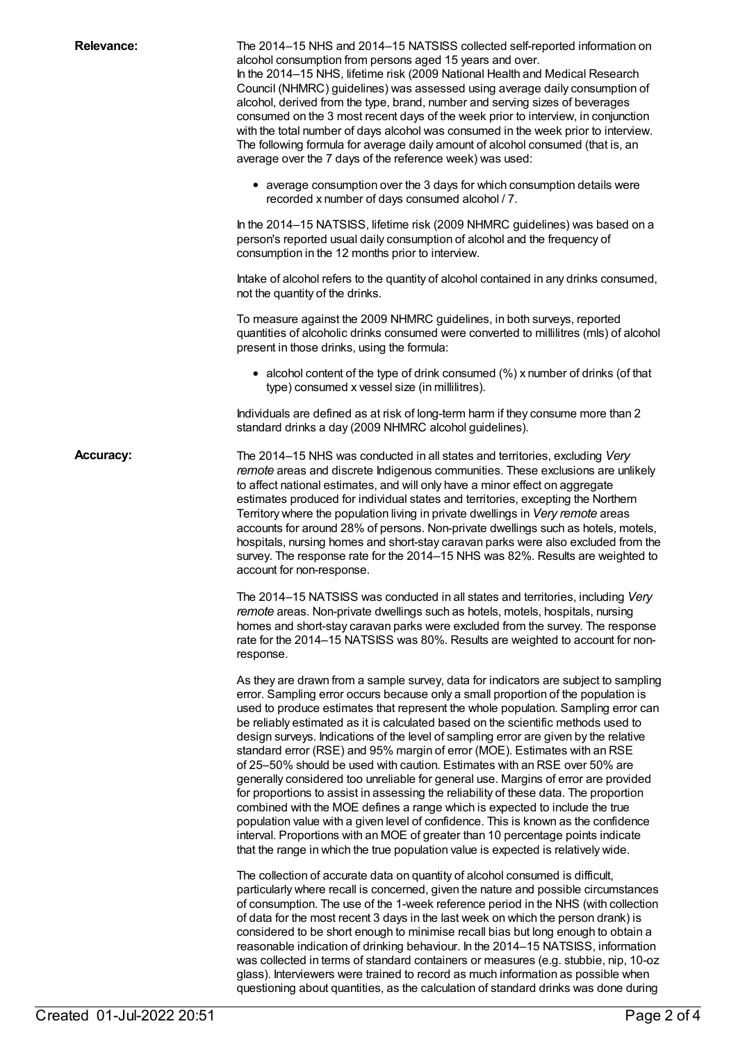**Relevance:**

The 2014–15 NHS and 2014–15 NATSISS collected self-reported information on alcohol consumption from persons aged 15 years and over.

In the 2014–15 NHS, lifetime risk (2009 National Health and Medical Research Council (NHMRC) guidelines) was assessed using average daily consumption of alcohol, derived from the type, brand, number and serving sizes of beverages consumed on the 3 most recent days of the week prior to interview, in conjunction with the total number of days alcohol was consumed in the week prior to interview. The following formula for average daily amount of alcohol consumed (that is, an average over the 7 days of the reference week) was used:

- average consumption over the 3 days for which consumption details were recorded x number of days consumed alcohol / 7.

In the 2014–15 NATSISS, lifetime risk (2009 NHMRC guidelines) was based on a person's reported usual daily consumption of alcohol and the frequency of consumption in the 12 months prior to interview.

Intake of alcohol refers to the quantity of alcohol contained in any drinks consumed, not the quantity of the drinks.

To measure against the 2009 NHMRC guidelines, in both surveys, reported quantities of alcoholic drinks consumed were converted to millilitres (mls) of alcohol present in those drinks, using the formula:

- alcohol content of the type of drink consumed (%) x number of drinks (of that type) consumed x vessel size (in millilitres).

Individuals are defined as at risk of long-term harm if they consume more than 2 standard drinks a day (2009 NHMRC alcohol guidelines).

**Accuracy:**

The 2014–15 NHS was conducted in all states and territories, excluding *Very remote* areas and discrete Indigenous communities. These exclusions are unlikely to affect national estimates, and will only have a minor effect on aggregate estimates produced for individual states and territories, excepting the Northern Territory where the population living in private dwellings in *Very remote* areas accounts for around 28% of persons. Non-private dwellings such as hotels, motels, hospitals, nursing homes and short-stay caravan parks were also excluded from the survey. The response rate for the 2014–15 NHS was 82%. Results are weighted to account for non-response.

The 2014–15 NATSISS was conducted in all states and territories, including *Very remote* areas. Non-private dwellings such as hotels, motels, hospitals, nursing homes and short-stay caravan parks were excluded from the survey. The response rate for the 2014–15 NATSISS was 80%. Results are weighted to account for non-response.

As they are drawn from a sample survey, data for indicators are subject to sampling error. Sampling error occurs because only a small proportion of the population is used to produce estimates that represent the whole population. Sampling error can be reliably estimated as it is calculated based on the scientific methods used to design surveys. Indications of the level of sampling error are given by the relative standard error (RSE) and 95% margin of error (MOE). Estimates with an RSE of 25–50% should be used with caution. Estimates with an RSE over 50% are generally considered too unreliable for general use. Margins of error are provided for proportions to assist in assessing the reliability of these data. The proportion combined with the MOE defines a range which is expected to include the true population value with a given level of confidence. This is known as the confidence interval. Proportions with an MOE of greater than 10 percentage points indicate that the range in which the true population value is expected is relatively wide.

The collection of accurate data on quantity of alcohol consumed is difficult, particularly where recall is concerned, given the nature and possible circumstances of consumption. The use of the 1-week reference period in the NHS (with collection of data for the most recent 3 days in the last week on which the person drank) is considered to be short enough to minimise recall bias but long enough to obtain a reasonable indication of drinking behaviour. In the 2014–15 NATSISS, information was collected in terms of standard containers or measures (e.g. stubbie, nip, 10-oz glass). Interviewers were trained to record as much information as possible when questioning about quantities, as the calculation of standard drinks was done during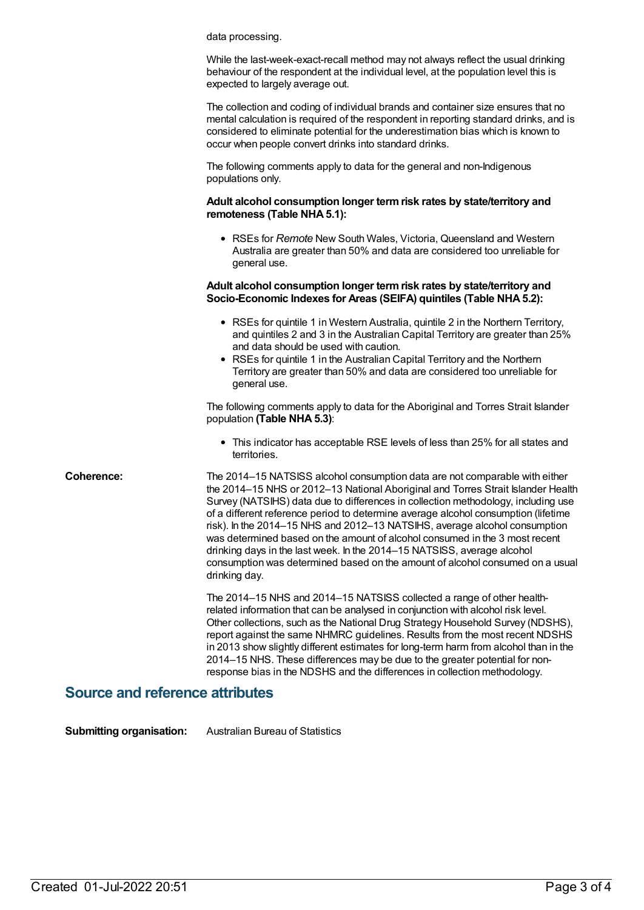data processing.

While the last-week-exact-recall method may not always reflect the usual drinking behaviour of the respondent at the individual level, at the population level this is expected to largely average out.

The collection and coding of individual brands and container size ensures that no mental calculation is required of the respondent in reporting standard drinks, and is considered to eliminate potential for the underestimation bias which is known to occur when people convert drinks into standard drinks.

The following comments apply to data for the general and non-Indigenous populations only.

**Adult alcohol consumption longer term risk rates by state/territory and remoteness (Table NHA 5.1):**

- RSEs for *Remote* New South Wales, Victoria, Queensland and Western Australia are greater than 50% and data are considered too unreliable for general use.

**Adult alcohol consumption longer term risk rates by state/territory and Socio-Economic Indexes for Areas (SEIFA) quintiles (Table NHA 5.2):**

- RSEs for quintile 1 in Western Australia, quintile 2 in the Northern Territory, and quintiles 2 and 3 in the Australian Capital Territory are greater than 25% and data should be used with caution.
- RSEs for quintile 1 in the Australian Capital Territory and the Northern Territory are greater than 50% and data are considered too unreliable for general use.

The following comments apply to data for the Aboriginal and Torres Strait Islander population **(Table NHA 5.3)**:

- This indicator has acceptable RSE levels of less than 25% for all states and territories.

**Coherence:** The 2014–15 NATSISS alcohol consumption data are not comparable with either the 2014–15 NHS or 2012–13 National Aboriginal and Torres Strait Islander Health Survey (NATSIHS) data due to differences in collection methodology, including use of a different reference period to determine average alcohol consumption (lifetime risk). In the 2014–15 NHS and 2012–13 NATSIHS, average alcohol consumption was determined based on the amount of alcohol consumed in the 3 most recent drinking days in the last week. In the 2014–15 NATSISS, average alcohol consumption was determined based on the amount of alcohol consumed on a usual drinking day.

The 2014–15 NHS and 2014–15 NATSISS collected a range of other health-related information that can be analysed in conjunction with alcohol risk level. Other collections, such as the National Drug Strategy Household Survey (NDSHS), report against the same NHMRC guidelines. Results from the most recent NDSHS in 2013 show slightly different estimates for long-term harm from alcohol than in the 2014–15 NHS. These differences may be due to the greater potential for non-response bias in the NDSHS and the differences in collection methodology.

## Source and reference attributes

**Submitting organisation:** Australian Bureau of Statistics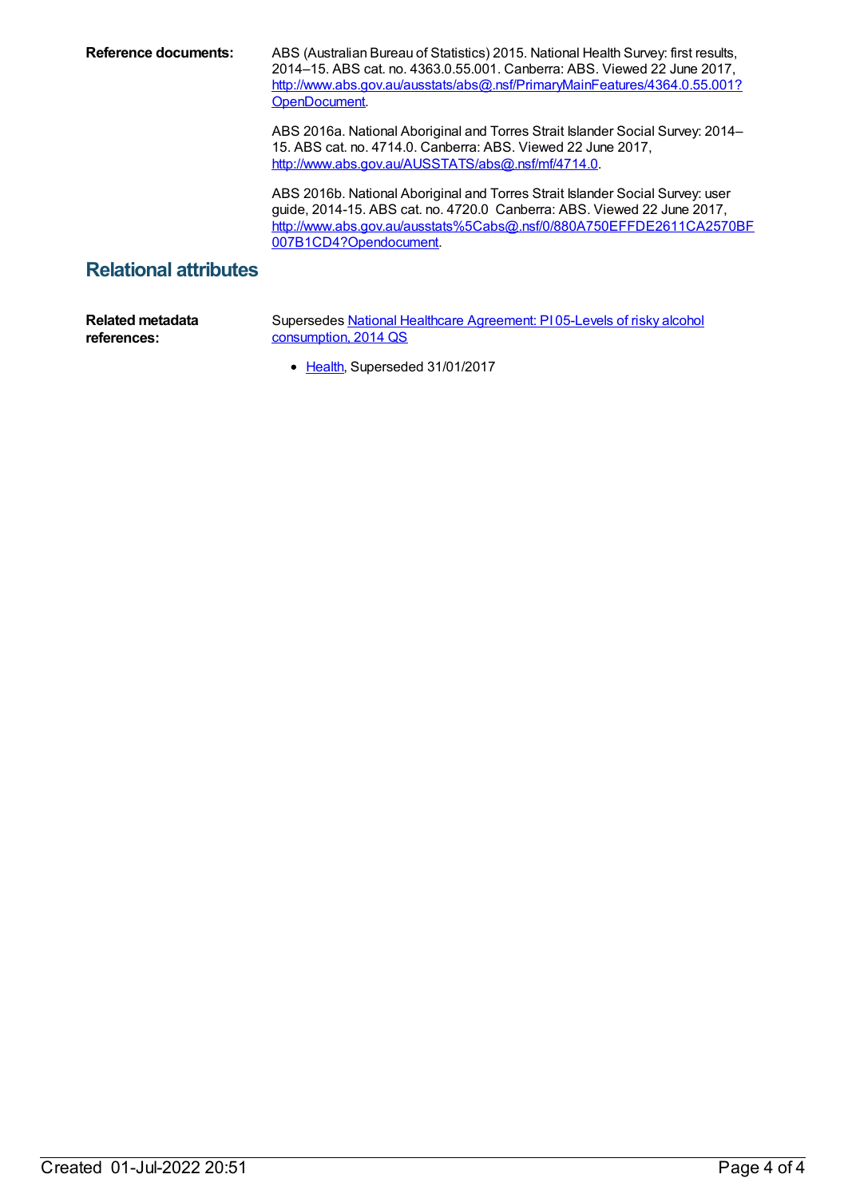**Reference documents:**

ABS (Australian Bureau of Statistics) 2015. National Health Survey: first results, 2014–15. ABS cat. no. 4363.0.55.001. Canberra: ABS. Viewed 22 June 2017, http://www.abs.gov.au/ausstats/abs@.nsf/PrimaryMainFeatures/4364.0.55.001?OpenDocument.

ABS 2016a. National Aboriginal and Torres Strait Islander Social Survey: 2014–15. ABS cat. no. 4714.0. Canberra: ABS. Viewed 22 June 2017, http://www.abs.gov.au/AUSSTATS/abs@.nsf/mf/4714.0.

ABS 2016b. National Aboriginal and Torres Strait Islander Social Survey: user guide, 2014-15. ABS cat. no. 4720.0 Canberra: ABS. Viewed 22 June 2017, http://www.abs.gov.au/ausstats%5Cabs@.nsf/0/880A750EFFDE2611CA2570BF007B1CD4?Opendocument.

## Relational attributes

**Related metadata references:**

Supersedes National Healthcare Agreement: PI 05-Levels of risky alcohol consumption, 2014 QS

- Health, Superseded 31/01/2017